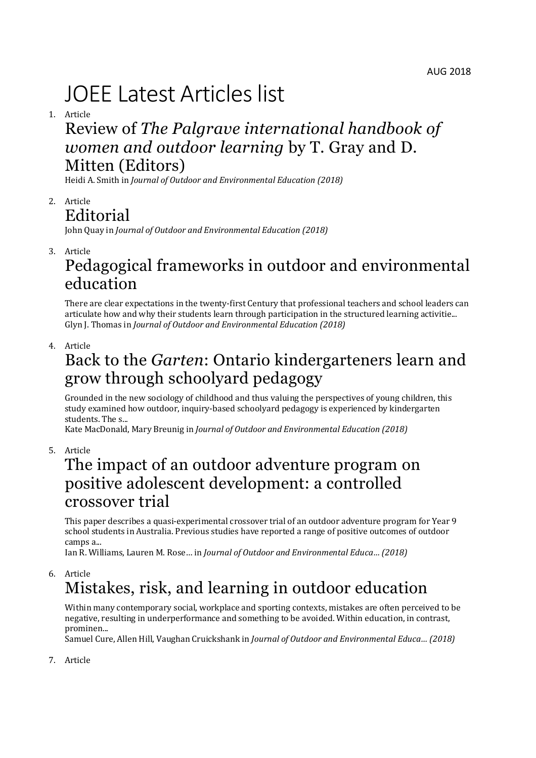AUG 2018

# JOEE Latest Articles list

1. Article

   ## Review of *The Palgrave international handbook of women and outdoor learning* by T. Gray and D. Mitten (Editors)

   Heidi A. Smith in *Journal of Outdoor and Environmental Education (2018)*

2. Article

   ## Editorial

   John Quay in *Journal of Outdoor and Environmental Education (2018)*

3. Article

   ## Pedagogical frameworks in outdoor and environmental education

   There are clear expectations in the twenty-first Century that professional teachers and school leaders can articulate how and why their students learn through participation in the structured learning activitie...
   Glyn J. Thomas in *Journal of Outdoor and Environmental Education (2018)*

4. Article

   ## Back to the *Garten*: Ontario kindergarteners learn and grow through schoolyard pedagogy

   Grounded in the new sociology of childhood and thus valuing the perspectives of young children, this study examined how outdoor, inquiry-based schoolyard pedagogy is experienced by kindergarten students. The s...
   Kate MacDonald, Mary Breunig in *Journal of Outdoor and Environmental Education (2018)*

5. Article

   ## The impact of an outdoor adventure program on positive adolescent development: a controlled crossover trial

   This paper describes a quasi-experimental crossover trial of an outdoor adventure program for Year 9 school students in Australia. Previous studies have reported a range of positive outcomes of outdoor camps a...
   Ian R. Williams, Lauren M. Rose… in *Journal of Outdoor and Environmental Educa… (2018)*

6. Article

   ## Mistakes, risk, and learning in outdoor education

   Within many contemporary social, workplace and sporting contexts, mistakes are often perceived to be negative, resulting in underperformance and something to be avoided. Within education, in contrast, prominen...
   Samuel Cure, Allen Hill, Vaughan Cruickshank in *Journal of Outdoor and Environmental Educa… (2018)*

7. Article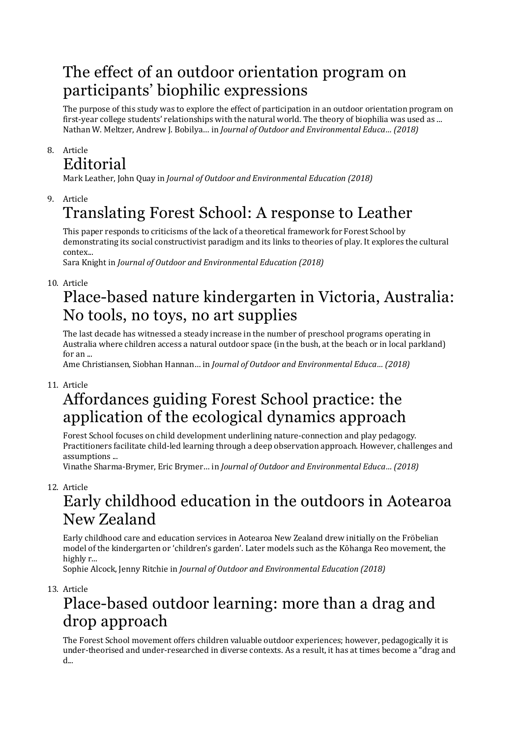## The effect of an outdoor orientation program on participants' biophilic expressions

The purpose of this study was to explore the effect of participation in an outdoor orientation program on first-year college students' relationships with the natural world. The theory of biophilia was used as ...
Nathan W. Meltzer, Andrew J. Bobilya… in *Journal of Outdoor and Environmental Educa… (2018)*

8. Article
## Editorial

Mark Leather, John Quay in *Journal of Outdoor and Environmental Education (2018)*

9. Article
## Translating Forest School: A response to Leather

This paper responds to criticisms of the lack of a theoretical framework for Forest School by demonstrating its social constructivist paradigm and its links to theories of play. It explores the cultural contex...
Sara Knight in *Journal of Outdoor and Environmental Education (2018)*

10. Article
## Place-based nature kindergarten in Victoria, Australia: No tools, no toys, no art supplies

The last decade has witnessed a steady increase in the number of preschool programs operating in Australia where children access a natural outdoor space (in the bush, at the beach or in local parkland) for an ...
Ame Christiansen, Siobhan Hannan… in *Journal of Outdoor and Environmental Educa… (2018)*

11. Article
## Affordances guiding Forest School practice: the application of the ecological dynamics approach

Forest School focuses on child development underlining nature-connection and play pedagogy. Practitioners facilitate child-led learning through a deep observation approach. However, challenges and assumptions ...
Vinathe Sharma-Brymer, Eric Brymer… in *Journal of Outdoor and Environmental Educa… (2018)*

12. Article
## Early childhood education in the outdoors in Aotearoa New Zealand

Early childhood care and education services in Aotearoa New Zealand drew initially on the Fröbelian model of the kindergarten or 'children's garden'. Later models such as the Kōhanga Reo movement, the highly r...
Sophie Alcock, Jenny Ritchie in *Journal of Outdoor and Environmental Education (2018)*

13. Article
## Place-based outdoor learning: more than a drag and drop approach

The Forest School movement offers children valuable outdoor experiences; however, pedagogically it is under-theorised and under-researched in diverse contexts. As a result, it has at times become a "drag and d...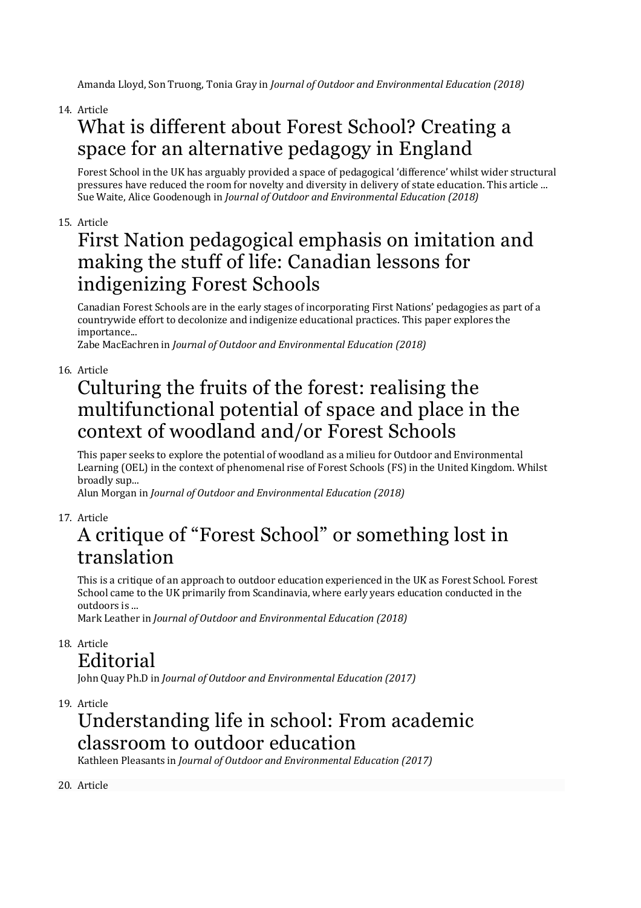Amanda Lloyd, Son Truong, Tonia Gray in *Journal of Outdoor and Environmental Education (2018)*

14. Article

## What is different about Forest School? Creating a space for an alternative pedagogy in England

Forest School in the UK has arguably provided a space of pedagogical 'difference' whilst wider structural pressures have reduced the room for novelty and diversity in delivery of state education. This article ...
Sue Waite, Alice Goodenough in *Journal of Outdoor and Environmental Education (2018)*

15. Article

## First Nation pedagogical emphasis on imitation and making the stuff of life: Canadian lessons for indigenizing Forest Schools

Canadian Forest Schools are in the early stages of incorporating First Nations' pedagogies as part of a countrywide effort to decolonize and indigenize educational practices. This paper explores the importance...
Zabe MacEachren in *Journal of Outdoor and Environmental Education (2018)*

16. Article

## Culturing the fruits of the forest: realising the multifunctional potential of space and place in the context of woodland and/or Forest Schools

This paper seeks to explore the potential of woodland as a milieu for Outdoor and Environmental Learning (OEL) in the context of phenomenal rise of Forest Schools (FS) in the United Kingdom. Whilst broadly sup...
Alun Morgan in *Journal of Outdoor and Environmental Education (2018)*

17. Article

## A critique of "Forest School" or something lost in translation

This is a critique of an approach to outdoor education experienced in the UK as Forest School. Forest School came to the UK primarily from Scandinavia, where early years education conducted in the outdoors is ...
Mark Leather in *Journal of Outdoor and Environmental Education (2018)*

18. Article

## Editorial

John Quay Ph.D in *Journal of Outdoor and Environmental Education (2017)*

19. Article

## Understanding life in school: From academic classroom to outdoor education

Kathleen Pleasants in *Journal of Outdoor and Environmental Education (2017)*

20. Article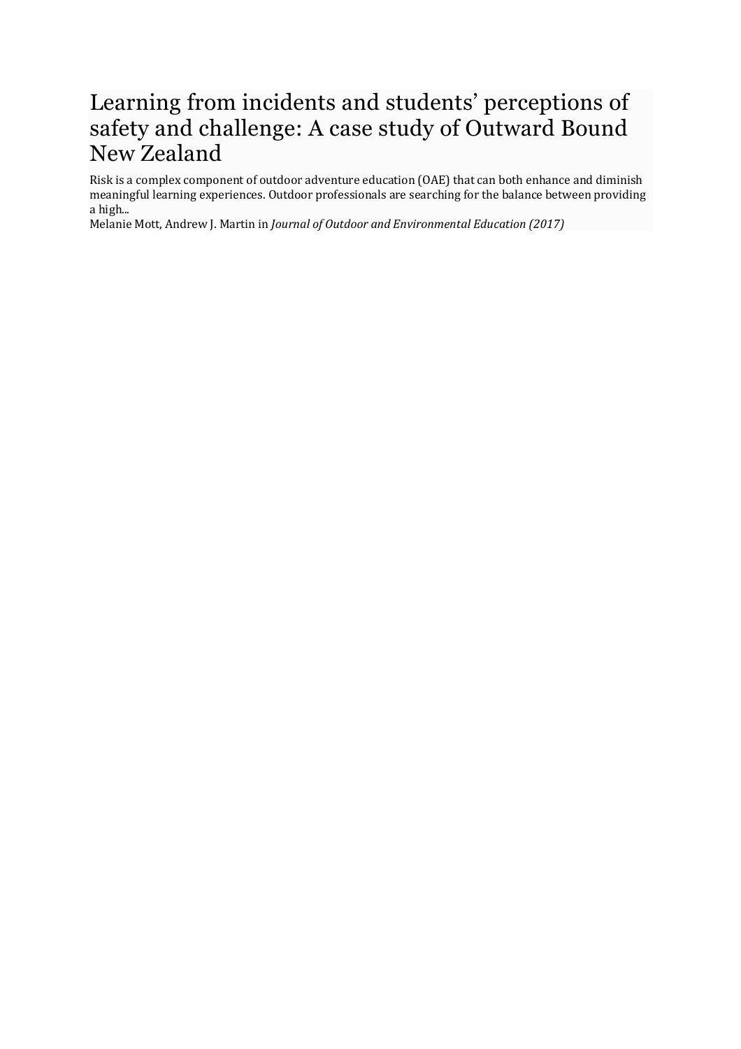# Learning from incidents and students' perceptions of safety and challenge: A case study of Outward Bound New Zealand

Risk is a complex component of outdoor adventure education (OAE) that can both enhance and diminish meaningful learning experiences. Outdoor professionals are searching for the balance between providing a high...

Melanie Mott, Andrew J. Martin in *Journal of Outdoor and Environmental Education (2017)*